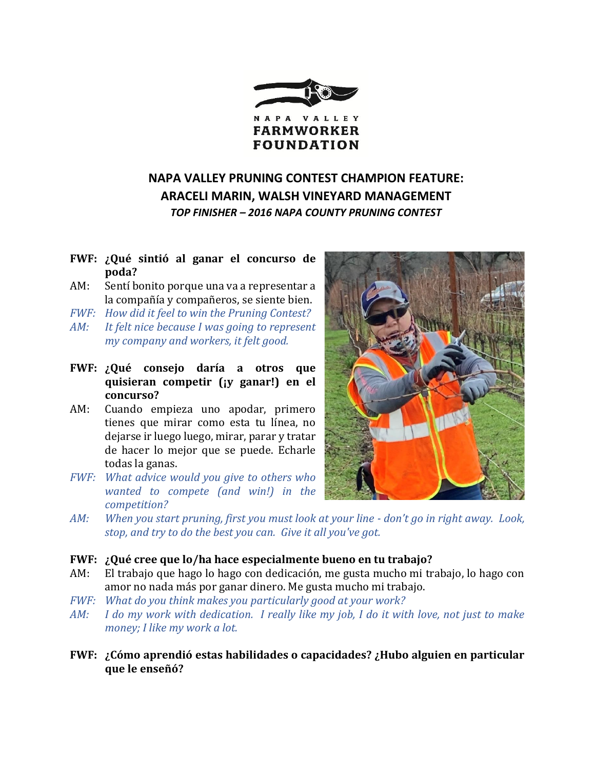NAPA VALLEY
FARMWORKER
FOUNDATION

## NAPA VALLEY PRUNING CONTEST CHAMPION FEATURE: ARACELI MARIN, WALSH VINEYARD MANAGEMENT

***TOP FINISHER – 2016 NAPA COUNTY PRUNING CONTEST***

**FWF: ¿Qué sintió al ganar el concurso de poda?**

AM: Sentí bonito porque una va a representar a la compañía y compañeros, se siente bien.

*FWF: How did it feel to win the Pruning Contest?*

*AM: It felt nice because I was going to represent my company and workers, it felt good.*

**FWF: ¿Qué consejo daría a otros que quisieran competir (¡y ganar!) en el concurso?**

AM: Cuando empieza uno apodar, primero tienes que mirar como esta tu línea, no dejarse ir luego luego, mirar, parar y tratar de hacer lo mejor que se puede. Echarle todas la ganas.

*FWF: What advice would you give to others who wanted to compete (and win!) in the competition?*

*AM: When you start pruning, first you must look at your line - don't go in right away. Look, stop, and try to do the best you can. Give it all you've got.*

**FWF: ¿Qué cree que lo/ha hace especialmente bueno en tu trabajo?**

AM: El trabajo que hago lo hago con dedicación, me gusta mucho mi trabajo, lo hago con amor no nada más por ganar dinero. Me gusta mucho mi trabajo.

*FWF: What do you think makes you particularly good at your work?*

*AM: I do my work with dedication. I really like my job, I do it with love, not just to make money; I like my work a lot.*

**FWF: ¿Cómo aprendió estas habilidades o capacidades? ¿Hubo alguien en particular que le enseñó?**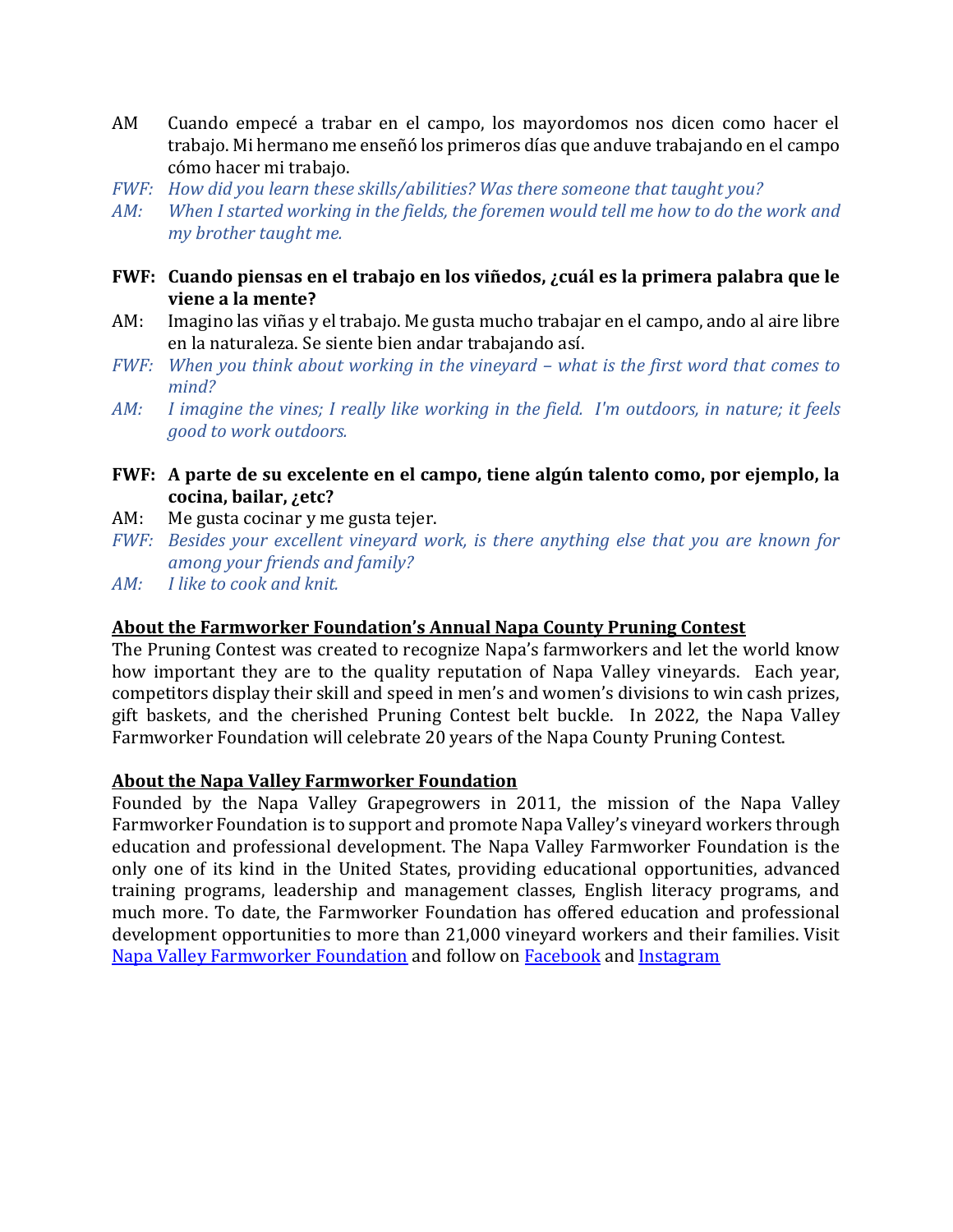AM Cuando empecé a trabar en el campo, los mayordomos nos dicen como hacer el trabajo. Mi hermano me enseñó los primeros días que anduve trabajando en el campo cómo hacer mi trabajo.

*FWF: How did you learn these skills/abilities? Was there someone that taught you?*

*AM: When I started working in the fields, the foremen would tell me how to do the work and my brother taught me.*

**FWF: Cuando piensas en el trabajo en los viñedos, ¿cuál es la primera palabra que le viene a la mente?**

AM: Imagino las viñas y el trabajo. Me gusta mucho trabajar en el campo, ando al aire libre en la naturaleza. Se siente bien andar trabajando así.

*FWF: When you think about working in the vineyard – what is the first word that comes to mind?*

*AM: I imagine the vines; I really like working in the field. I'm outdoors, in nature; it feels good to work outdoors.*

**FWF: A parte de su excelente en el campo, tiene algún talento como, por ejemplo, la cocina, bailar, ¿etc?**

AM: Me gusta cocinar y me gusta tejer.

*FWF: Besides your excellent vineyard work, is there anything else that you are known for among your friends and family?*

*AM: I like to cook and knit.*

## About the Farmworker Foundation's Annual Napa County Pruning Contest

The Pruning Contest was created to recognize Napa's farmworkers and let the world know how important they are to the quality reputation of Napa Valley vineyards. Each year, competitors display their skill and speed in men's and women's divisions to win cash prizes, gift baskets, and the cherished Pruning Contest belt buckle. In 2022, the Napa Valley Farmworker Foundation will celebrate 20 years of the Napa County Pruning Contest.

## About the Napa Valley Farmworker Foundation

Founded by the Napa Valley Grapegrowers in 2011, the mission of the Napa Valley Farmworker Foundation is to support and promote Napa Valley's vineyard workers through education and professional development. The Napa Valley Farmworker Foundation is the only one of its kind in the United States, providing educational opportunities, advanced training programs, leadership and management classes, English literacy programs, and much more. To date, the Farmworker Foundation has offered education and professional development opportunities to more than 21,000 vineyard workers and their families. Visit Napa Valley Farmworker Foundation and follow on Facebook and Instagram